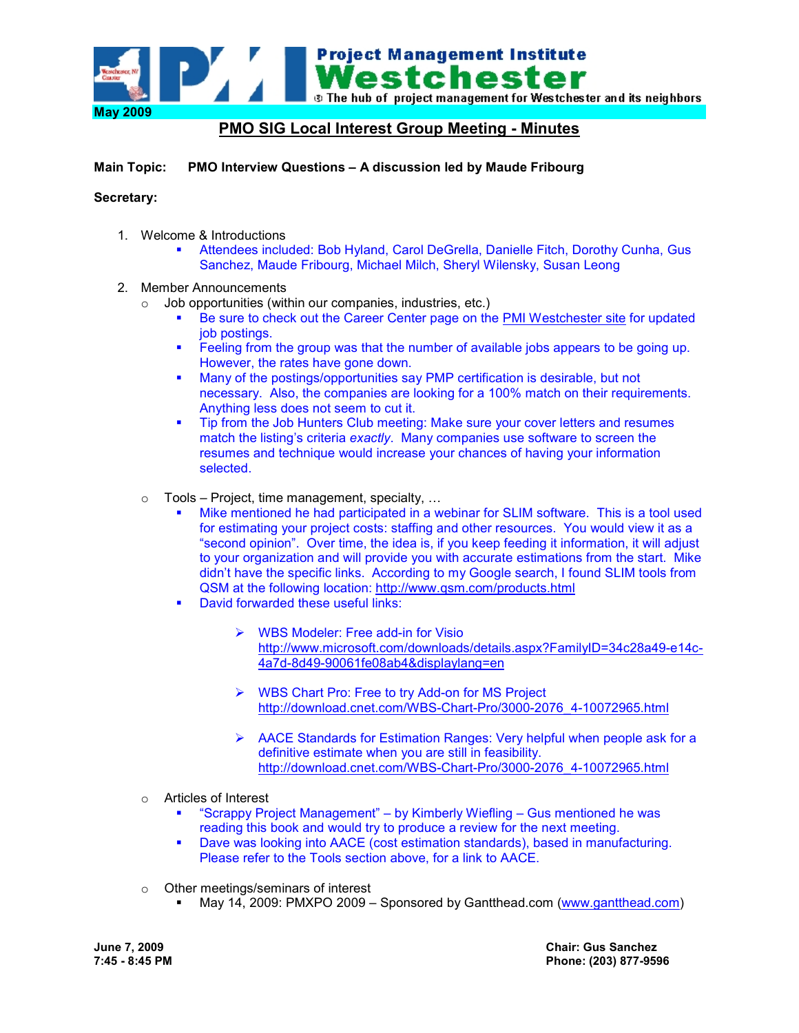Project Management Institute

**Westchester**

The hub of project management for Westchester and its neighbors

**May 2009**

# PMO SIG Local Interest Group Meeting - Minutes

**Main Topic: PMO Interview Questions – A discussion led by Maude Fribourg**

**Secretary:**

1. Welcome & Introductions
   - Attendees included: Bob Hyland, Carol DeGrella, Danielle Fitch, Dorothy Cunha, Gus Sanchez, Maude Fribourg, Michael Milch, Sheryl Wilensky, Susan Leong

2. Member Announcements
   - Job opportunities (within our companies, industries, etc.)
     - Be sure to check out the Career Center page on the PMI Westchester site for updated job postings.
     - Feeling from the group was that the number of available jobs appears to be going up. However, the rates have gone down.
     - Many of the postings/opportunities say PMP certification is desirable, but not necessary. Also, the companies are looking for a 100% match on their requirements. Anything less does not seem to cut it.
     - Tip from the Job Hunters Club meeting: Make sure your cover letters and resumes match the listing's criteria *exactly*. Many companies use software to screen the resumes and technique would increase your chances of having your information selected.
   - Tools – Project, time management, specialty, …
     - Mike mentioned he had participated in a webinar for SLIM software. This is a tool used for estimating your project costs: staffing and other resources. You would view it as a "second opinion". Over time, the idea is, if you keep feeding it information, it will adjust to your organization and will provide you with accurate estimations from the start. Mike didn't have the specific links. According to my Google search, I found SLIM tools from QSM at the following location: http://www.qsm.com/products.html
     - David forwarded these useful links:
       - WBS Modeler: Free add-in for Visio http://www.microsoft.com/downloads/details.aspx?FamilyID=34c28a49-e14c-4a7d-8d49-90061fe08ab4&displaylang=en
       - WBS Chart Pro: Free to try Add-on for MS Project http://download.cnet.com/WBS-Chart-Pro/3000-2076_4-10072965.html
       - AACE Standards for Estimation Ranges: Very helpful when people ask for a definitive estimate when you are still in feasibility. http://download.cnet.com/WBS-Chart-Pro/3000-2076_4-10072965.html
   - Articles of Interest
     - "Scrappy Project Management" – by Kimberly Wiefling – Gus mentioned he was reading this book and would try to produce a review for the next meeting.
     - Dave was looking into AACE (cost estimation standards), based in manufacturing. Please refer to the Tools section above, for a link to AACE.
   - Other meetings/seminars of interest
     - May 14, 2009: PMXPO 2009 – Sponsored by Gantthead.com (www.gantthead.com)

**June 7, 2009**
**7:45 - 8:45 PM**

**Chair: Gus Sanchez**
**Phone: (203) 877-9596**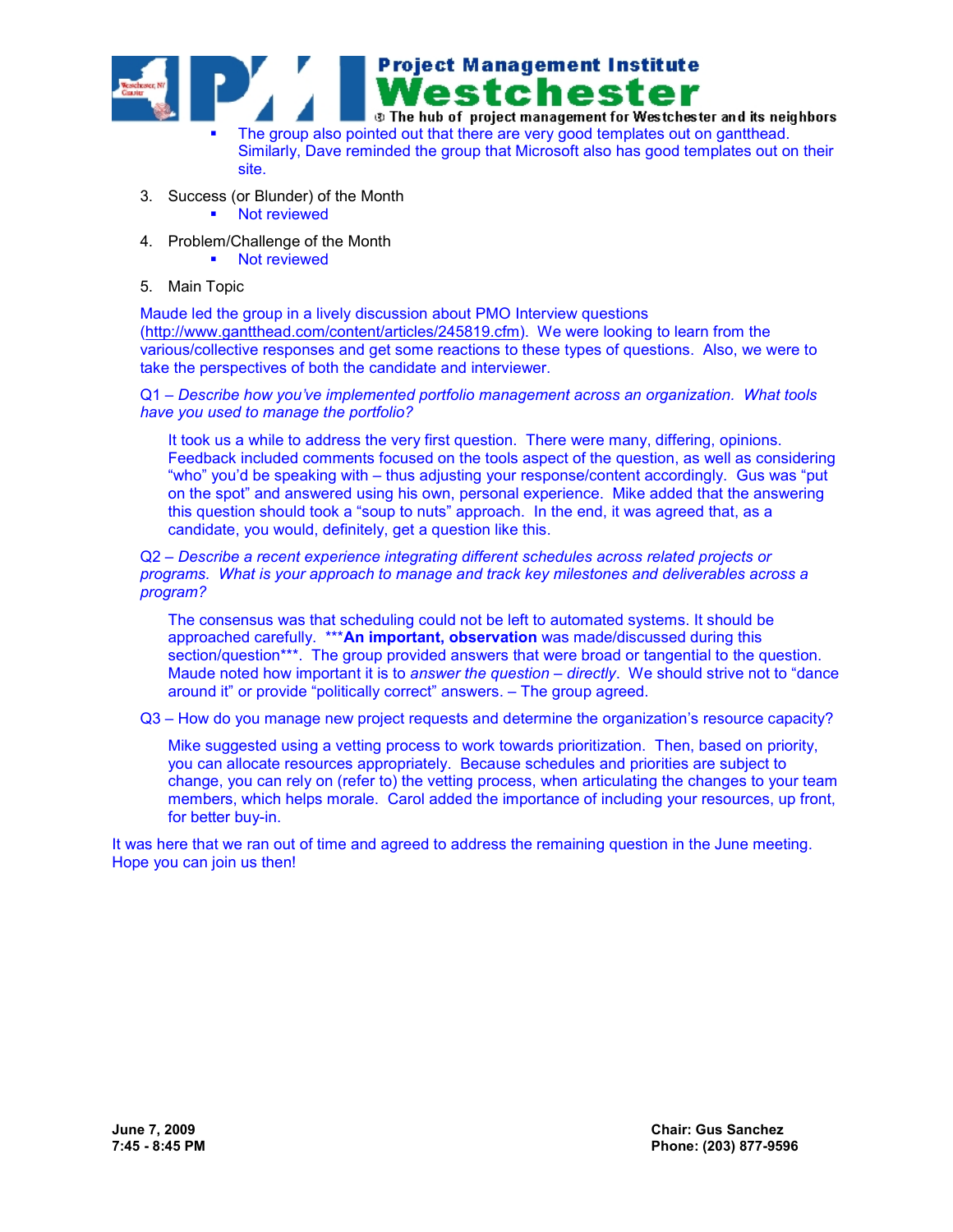- The group also pointed out that there are very good templates out on gantthead. Similarly, Dave reminded the group that Microsoft also has good templates out on their site.

3. Success (or Blunder) of the Month
   - Not reviewed

4. Problem/Challenge of the Month
   - Not reviewed

5. Main Topic

Maude led the group in a lively discussion about PMO Interview questions (http://www.gantthead.com/content/articles/245819.cfm). We were looking to learn from the various/collective responses and get some reactions to these types of questions. Also, we were to take the perspectives of both the candidate and interviewer.

Q1 – *Describe how you've implemented portfolio management across an organization. What tools have you used to manage the portfolio?*

> It took us a while to address the very first question. There were many, differing, opinions. Feedback included comments focused on the tools aspect of the question, as well as considering "who" you'd be speaking with – thus adjusting your response/content accordingly. Gus was "put on the spot" and answered using his own, personal experience. Mike added that the answering this question should took a "soup to nuts" approach. In the end, it was agreed that, as a candidate, you would, definitely, get a question like this.

Q2 – *Describe a recent experience integrating different schedules across related projects or programs. What is your approach to manage and track key milestones and deliverables across a program?*

> The consensus was that scheduling could not be left to automated systems. It should be approached carefully. \*\*\***An important, observation** was made/discussed during this section/question\*\*\*. The group provided answers that were broad or tangential to the question. Maude noted how important it is to *answer the question – directly*. We should strive not to "dance around it" or provide "politically correct" answers. – The group agreed.

Q3 – How do you manage new project requests and determine the organization's resource capacity?

> Mike suggested using a vetting process to work towards prioritization. Then, based on priority, you can allocate resources appropriately. Because schedules and priorities are subject to change, you can rely on (refer to) the vetting process, when articulating the changes to your team members, which helps morale. Carol added the importance of including your resources, up front, for better buy-in.

It was here that we ran out of time and agreed to address the remaining question in the June meeting. Hope you can join us then!